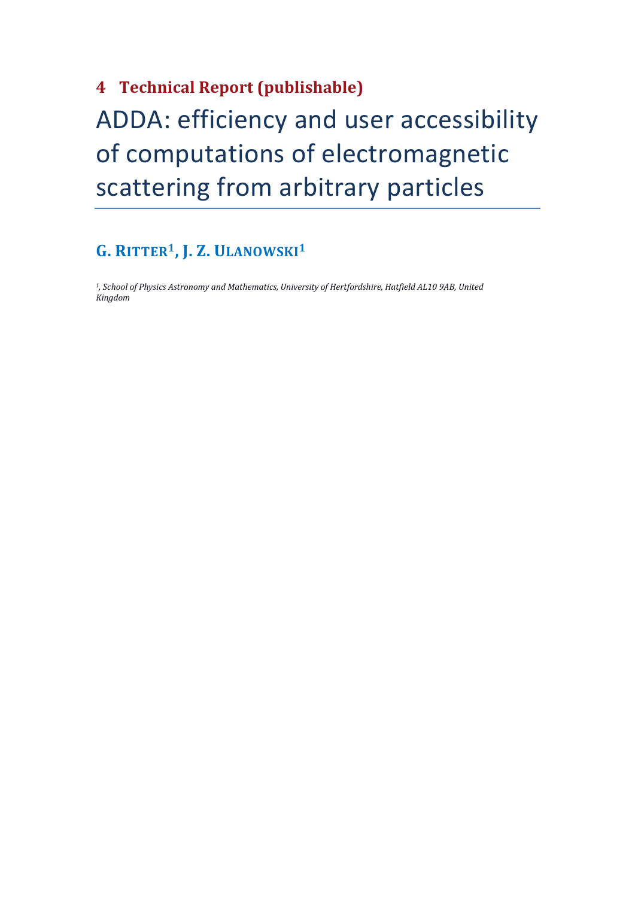## 4 Technical Report (publishable)

# ADDA: efficiency and user accessibility of computations of electromagnetic scattering from arbitrary particles

**G. RITTER[1], J. Z. ULANOWSKI[1]**

*[1], School of Physics Astronomy and Mathematics, University of Hertfordshire, Hatfield AL10 9AB, United Kingdom*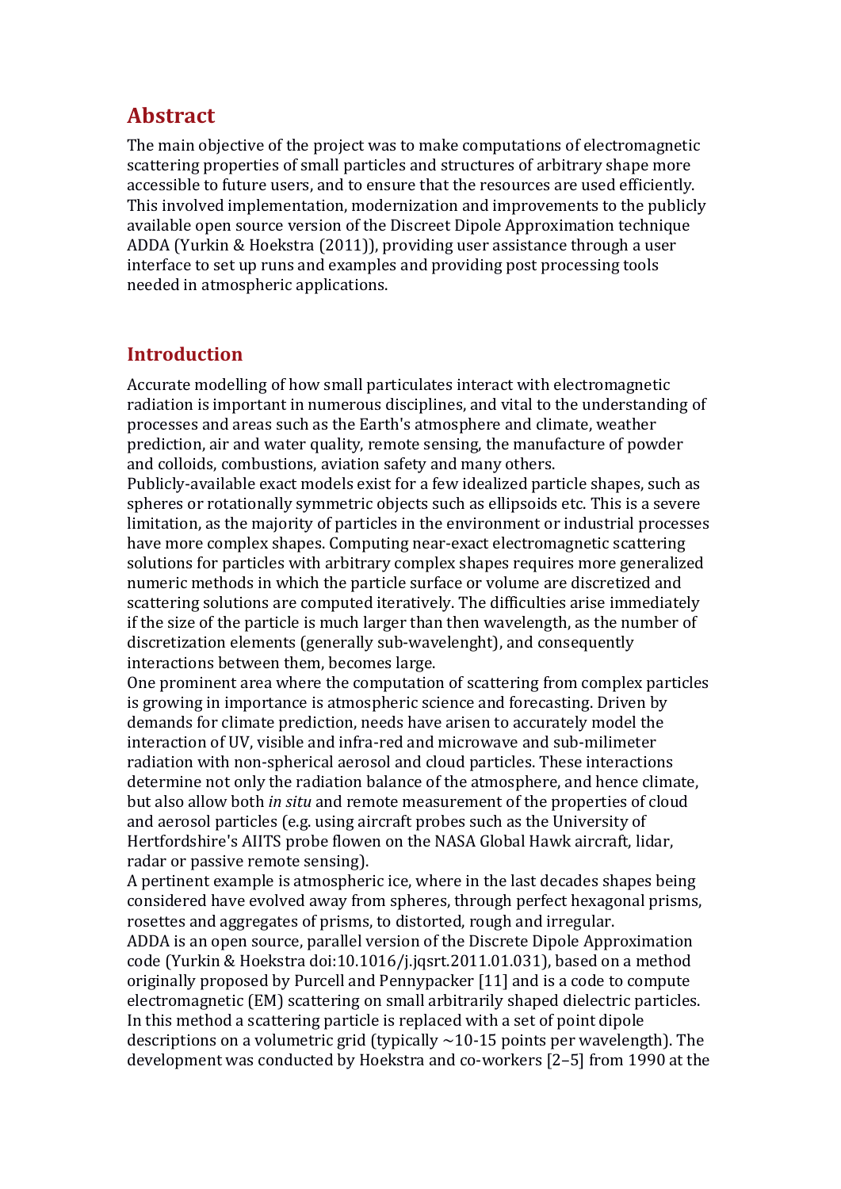# Abstract

The main objective of the project was to make computations of electromagnetic scattering properties of small particles and structures of arbitrary shape more accessible to future users, and to ensure that the resources are used efficiently. This involved implementation, modernization and improvements to the publicly available open source version of the Discreet Dipole Approximation technique ADDA (Yurkin & Hoekstra (2011)), providing user assistance through a user interface to set up runs and examples and providing post processing tools needed in atmospheric applications.

# Introduction

Accurate modelling of how small particulates interact with electromagnetic radiation is important in numerous disciplines, and vital to the understanding of processes and areas such as the Earth's atmosphere and climate, weather prediction, air and water quality, remote sensing, the manufacture of powder and colloids, combustions, aviation safety and many others.
Publicly-available exact models exist for a few idealized particle shapes, such as spheres or rotationally symmetric objects such as ellipsoids etc. This is a severe limitation, as the majority of particles in the environment or industrial processes have more complex shapes. Computing near-exact electromagnetic scattering solutions for particles with arbitrary complex shapes requires more generalized numeric methods in which the particle surface or volume are discretized and scattering solutions are computed iteratively. The difficulties arise immediately if the size of the particle is much larger than then wavelength, as the number of discretization elements (generally sub-wavelenght), and consequently interactions between them, becomes large.
One prominent area where the computation of scattering from complex particles is growing in importance is atmospheric science and forecasting. Driven by demands for climate prediction, needs have arisen to accurately model the interaction of UV, visible and infra-red and microwave and sub-milimeter radiation with non-spherical aerosol and cloud particles. These interactions determine not only the radiation balance of the atmosphere, and hence climate, but also allow both *in situ* and remote measurement of the properties of cloud and aerosol particles (e.g. using aircraft probes such as the University of Hertfordshire's AIITS probe flowen on the NASA Global Hawk aircraft, lidar, radar or passive remote sensing).
A pertinent example is atmospheric ice, where in the last decades shapes being considered have evolved away from spheres, through perfect hexagonal prisms, rosettes and aggregates of prisms, to distorted, rough and irregular.
ADDA is an open source, parallel version of the Discrete Dipole Approximation code (Yurkin & Hoekstra doi:10.1016/j.jqsrt.2011.01.031), based on a method originally proposed by Purcell and Pennypacker [11] and is a code to compute electromagnetic (EM) scattering on small arbitrarily shaped dielectric particles. In this method a scattering particle is replaced with a set of point dipole descriptions on a volumetric grid (typically ~10-15 points per wavelength). The development was conducted by Hoekstra and co-workers [2–5] from 1990 at the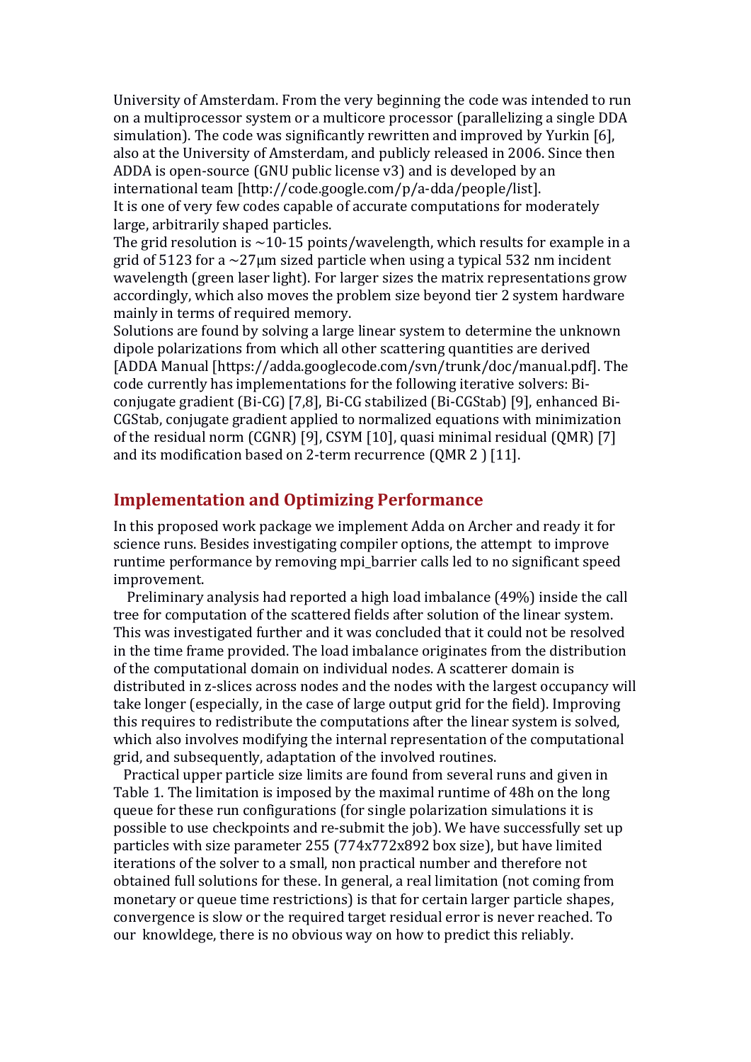University of Amsterdam. From the very beginning the code was intended to run on a multiprocessor system or a multicore processor (parallelizing a single DDA simulation). The code was significantly rewritten and improved by Yurkin [6], also at the University of Amsterdam, and publicly released in 2006. Since then ADDA is open-source (GNU public license v3) and is developed by an international team [http://code.google.com/p/a-dda/people/list].

It is one of very few codes capable of accurate computations for moderately large, arbitrarily shaped particles.

The grid resolution is ~10-15 points/wavelength, which results for example in a grid of 5123 for a ~27μm sized particle when using a typical 532 nm incident wavelength (green laser light). For larger sizes the matrix representations grow accordingly, which also moves the problem size beyond tier 2 system hardware mainly in terms of required memory.

Solutions are found by solving a large linear system to determine the unknown dipole polarizations from which all other scattering quantities are derived [ADDA Manual [https://adda.googlecode.com/svn/trunk/doc/manual.pdf]. The code currently has implementations for the following iterative solvers: Bi-conjugate gradient (Bi-CG) [7,8], Bi-CG stabilized (Bi-CGStab) [9], enhanced Bi-CGStab, conjugate gradient applied to normalized equations with minimization of the residual norm (CGNR) [9], CSYM [10], quasi minimal residual (QMR) [7] and its modification based on 2-term recurrence (QMR 2 ) [11].

## Implementation and Optimizing Performance

In this proposed work package we implement Adda on Archer and ready it for science runs. Besides investigating compiler options, the attempt to improve runtime performance by removing mpi_barrier calls led to no significant speed improvement.

Preliminary analysis had reported a high load imbalance (49%) inside the call tree for computation of the scattered fields after solution of the linear system. This was investigated further and it was concluded that it could not be resolved in the time frame provided. The load imbalance originates from the distribution of the computational domain on individual nodes. A scatterer domain is distributed in z-slices across nodes and the nodes with the largest occupancy will take longer (especially, in the case of large output grid for the field). Improving this requires to redistribute the computations after the linear system is solved, which also involves modifying the internal representation of the computational grid, and subsequently, adaptation of the involved routines.

Practical upper particle size limits are found from several runs and given in Table 1. The limitation is imposed by the maximal runtime of 48h on the long queue for these run configurations (for single polarization simulations it is possible to use checkpoints and re-submit the job). We have successfully set up particles with size parameter 255 (774x772x892 box size), but have limited iterations of the solver to a small, non practical number and therefore not obtained full solutions for these. In general, a real limitation (not coming from monetary or queue time restrictions) is that for certain larger particle shapes, convergence is slow or the required target residual error is never reached. To our knowldege, there is no obvious way on how to predict this reliably.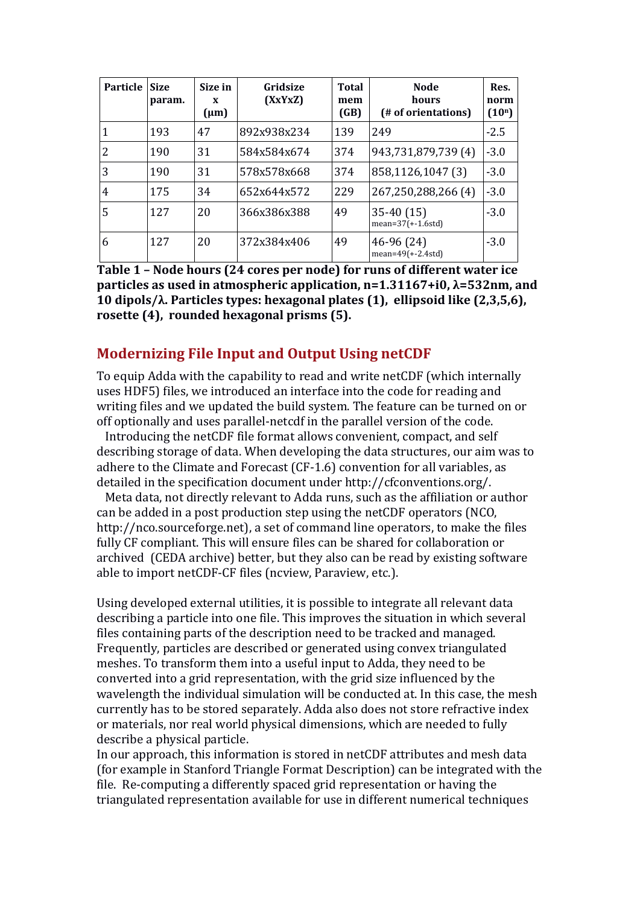| Particle | Size param. | Size in x (μm) | Gridsize (XxYxZ) | Total mem (GB) | Node hours (# of orientations) | Res. norm ($10^n$) |
|---|---|---|---|---|---|---|
| 1 | 193 | 47 | 892x938x234 | 139 | 249 | -2.5 |
| 2 | 190 | 31 | 584x584x674 | 374 | 943,731,879,739 (4) | -3.0 |
| 3 | 190 | 31 | 578x578x668 | 374 | 858,1126,1047 (3) | -3.0 |
| 4 | 175 | 34 | 652x644x572 | 229 | 267,250,288,266 (4) | -3.0 |
| 5 | 127 | 20 | 366x386x388 | 49 | 35-40 (15) mean=37(+-1.6std) | -3.0 |
| 6 | 127 | 20 | 372x384x406 | 49 | 46-96 (24) mean=49(+-2.4std) | -3.0 |

**Table 1 – Node hours (24 cores per node) for runs of different water ice particles as used in atmospheric application, n=1.31167+i0, λ=532nm, and 10 dipols/λ. Particles types: hexagonal plates (1), ellipsoid like (2,3,5,6), rosette (4), rounded hexagonal prisms (5).**

## Modernizing File Input and Output Using netCDF

To equip Adda with the capability to read and write netCDF (which internally uses HDF5) files, we introduced an interface into the code for reading and writing files and we updated the build system. The feature can be turned on or off optionally and uses parallel-netcdf in the parallel version of the code.

Introducing the netCDF file format allows convenient, compact, and self describing storage of data. When developing the data structures, our aim was to adhere to the Climate and Forecast (CF-1.6) convention for all variables, as detailed in the specification document under http://cfconventions.org/.

Meta data, not directly relevant to Adda runs, such as the affiliation or author can be added in a post production step using the netCDF operators (NCO, http://nco.sourceforge.net), a set of command line operators, to make the files fully CF compliant. This will ensure files can be shared for collaboration or archived (CEDA archive) better, but they also can be read by existing software able to import netCDF-CF files (ncview, Paraview, etc.).

Using developed external utilities, it is possible to integrate all relevant data describing a particle into one file. This improves the situation in which several files containing parts of the description need to be tracked and managed. Frequently, particles are described or generated using convex triangulated meshes. To transform them into a useful input to Adda, they need to be converted into a grid representation, with the grid size influenced by the wavelength the individual simulation will be conducted at. In this case, the mesh currently has to be stored separately. Adda also does not store refractive index or materials, nor real world physical dimensions, which are needed to fully describe a physical particle.

In our approach, this information is stored in netCDF attributes and mesh data (for example in Stanford Triangle Format Description) can be integrated with the file. Re-computing a differently spaced grid representation or having the triangulated representation available for use in different numerical techniques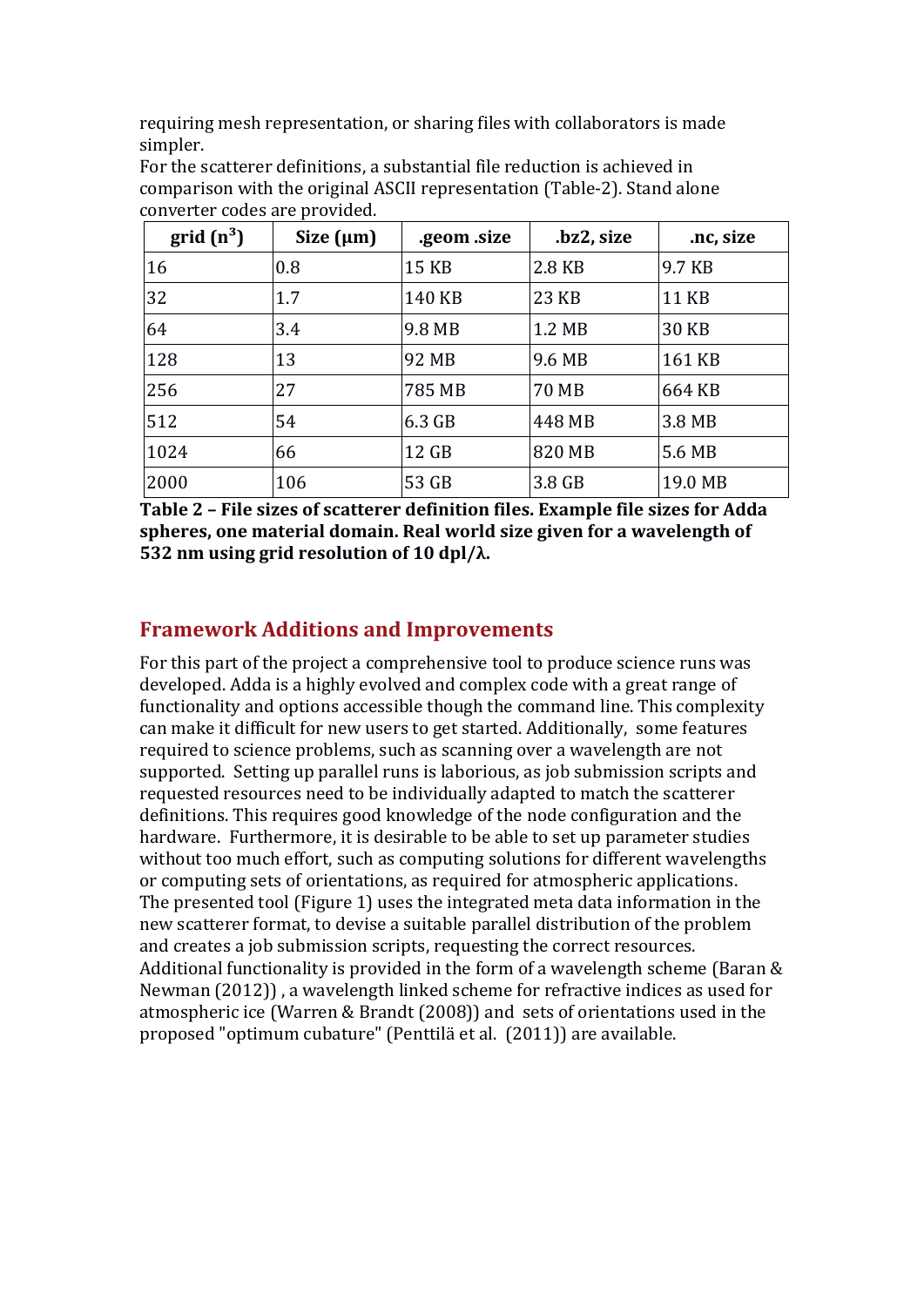requiring mesh representation, or sharing files with collaborators is made simpler.
For the scatterer definitions, a substantial file reduction is achieved in comparison with the original ASCII representation (Table-2). Stand alone converter codes are provided.

| grid ($n^3$) | Size (μm) | .geom .size | .bz2, size | .nc, size |
|---|---|---|---|---|
| 16 | 0.8 | 15 KB | 2.8 KB | 9.7 KB |
| 32 | 1.7 | 140 KB | 23 KB | 11 KB |
| 64 | 3.4 | 9.8 MB | 1.2 MB | 30 KB |
| 128 | 13 | 92 MB | 9.6 MB | 161 KB |
| 256 | 27 | 785 MB | 70 MB | 664 KB |
| 512 | 54 | 6.3 GB | 448 MB | 3.8 MB |
| 1024 | 66 | 12 GB | 820 MB | 5.6 MB |
| 2000 | 106 | 53 GB | 3.8 GB | 19.0 MB |

**Table 2 – File sizes of scatterer definition files. Example file sizes for Adda spheres, one material domain. Real world size given for a wavelength of 532 nm using grid resolution of 10 dpl/λ.**

## Framework Additions and Improvements

For this part of the project a comprehensive tool to produce science runs was developed. Adda is a highly evolved and complex code with a great range of functionality and options accessible though the command line. This complexity can make it difficult for new users to get started. Additionally, some features required to science problems, such as scanning over a wavelength are not supported. Setting up parallel runs is laborious, as job submission scripts and requested resources need to be individually adapted to match the scatterer definitions. This requires good knowledge of the node configuration and the hardware. Furthermore, it is desirable to be able to set up parameter studies without too much effort, such as computing solutions for different wavelengths or computing sets of orientations, as required for atmospheric applications. The presented tool (Figure 1) uses the integrated meta data information in the new scatterer format, to devise a suitable parallel distribution of the problem and creates a job submission scripts, requesting the correct resources. Additional functionality is provided in the form of a wavelength scheme (Baran & Newman (2012)) , a wavelength linked scheme for refractive indices as used for atmospheric ice (Warren & Brandt (2008)) and sets of orientations used in the proposed "optimum cubature" (Penttilä et al. (2011)) are available.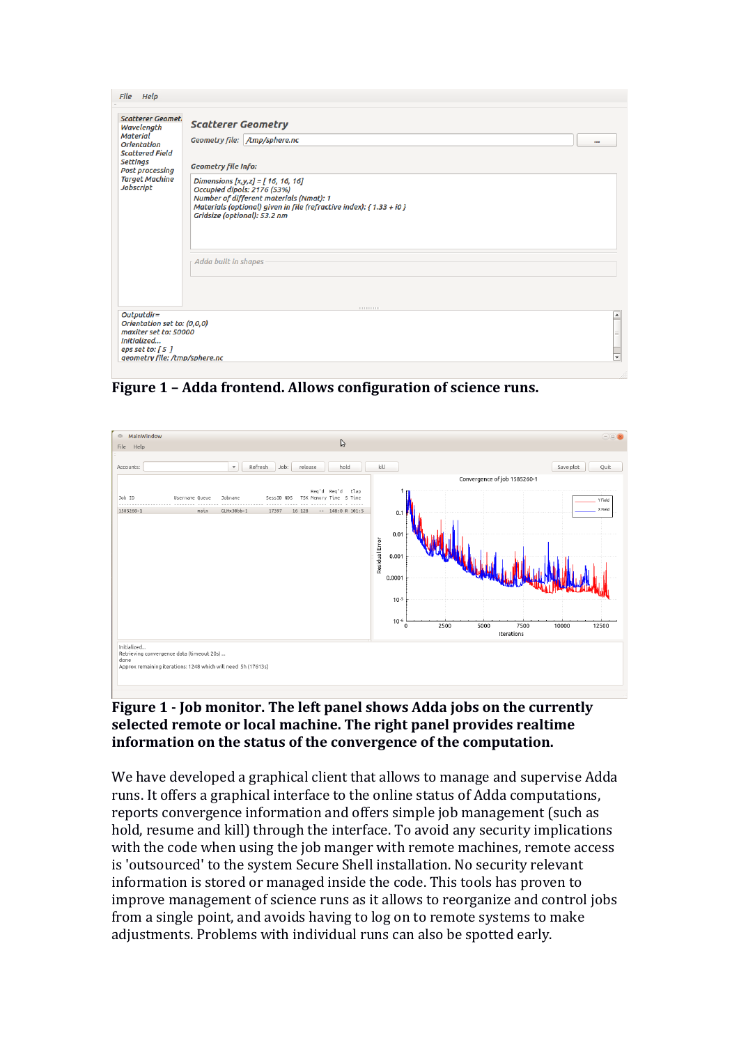**Figure 1 – Adda frontend. Allows configuration of science runs.**

**Figure 1 - Job monitor. The left panel shows Adda jobs on the currently selected remote or local machine. The right panel provides realtime information on the status of the convergence of the computation.**

We have developed a graphical client that allows to manage and supervise Adda runs. It offers a graphical interface to the online status of Adda computations, reports convergence information and offers simple job management (such as hold, resume and kill) through the interface. To avoid any security implications with the code when using the job manger with remote machines, remote access is 'outsourced' to the system Secure Shell installation. No security relevant information is stored or managed inside the code. This tools has proven to improve management of science runs as it allows to reorganize and control jobs from a single point, and avoids having to log on to remote systems to make adjustments. Problems with individual runs can also be spotted early.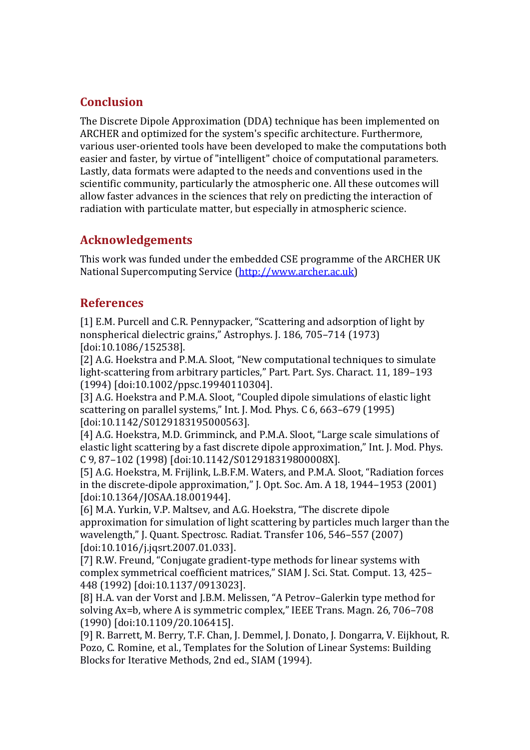## Conclusion

The Discrete Dipole Approximation (DDA) technique has been implemented on ARCHER and optimized for the system's specific architecture. Furthermore, various user-oriented tools have been developed to make the computations both easier and faster, by virtue of "intelligent" choice of computational parameters. Lastly, data formats were adapted to the needs and conventions used in the scientific community, particularly the atmospheric one. All these outcomes will allow faster advances in the sciences that rely on predicting the interaction of radiation with particulate matter, but especially in atmospheric science.

## Acknowledgements

This work was funded under the embedded CSE programme of the ARCHER UK National Supercomputing Service (http://www.archer.ac.uk)

## References

[1] E.M. Purcell and C.R. Pennypacker, "Scattering and adsorption of light by nonspherical dielectric grains," Astrophys. J. 186, 705–714 (1973) [doi:10.1086/152538].
[2] A.G. Hoekstra and P.M.A. Sloot, "New computational techniques to simulate light-scattering from arbitrary particles," Part. Part. Sys. Charact. 11, 189–193 (1994) [doi:10.1002/ppsc.19940110304].
[3] A.G. Hoekstra and P.M.A. Sloot, "Coupled dipole simulations of elastic light scattering on parallel systems," Int. J. Mod. Phys. C 6, 663–679 (1995) [doi:10.1142/S0129183195000563].
[4] A.G. Hoekstra, M.D. Grimminck, and P.M.A. Sloot, "Large scale simulations of elastic light scattering by a fast discrete dipole approximation," Int. J. Mod. Phys. C 9, 87–102 (1998) [doi:10.1142/S012918319800008X].
[5] A.G. Hoekstra, M. Frijlink, L.B.F.M. Waters, and P.M.A. Sloot, "Radiation forces in the discrete-dipole approximation," J. Opt. Soc. Am. A 18, 1944–1953 (2001) [doi:10.1364/JOSAA.18.001944].
[6] M.A. Yurkin, V.P. Maltsev, and A.G. Hoekstra, "The discrete dipole approximation for simulation of light scattering by particles much larger than the wavelength," J. Quant. Spectrosc. Radiat. Transfer 106, 546–557 (2007) [doi:10.1016/j.jqsrt.2007.01.033].
[7] R.W. Freund, "Conjugate gradient-type methods for linear systems with complex symmetrical coefficient matrices," SIAM J. Sci. Stat. Comput. 13, 425–448 (1992) [doi:10.1137/0913023].
[8] H.A. van der Vorst and J.B.M. Melissen, "A Petrov–Galerkin type method for solving Ax=b, where A is symmetric complex," IEEE Trans. Magn. 26, 706–708 (1990) [doi:10.1109/20.106415].
[9] R. Barrett, M. Berry, T.F. Chan, J. Demmel, J. Donato, J. Dongarra, V. Eijkhout, R. Pozo, C. Romine, et al., Templates for the Solution of Linear Systems: Building Blocks for Iterative Methods, 2nd ed., SIAM (1994).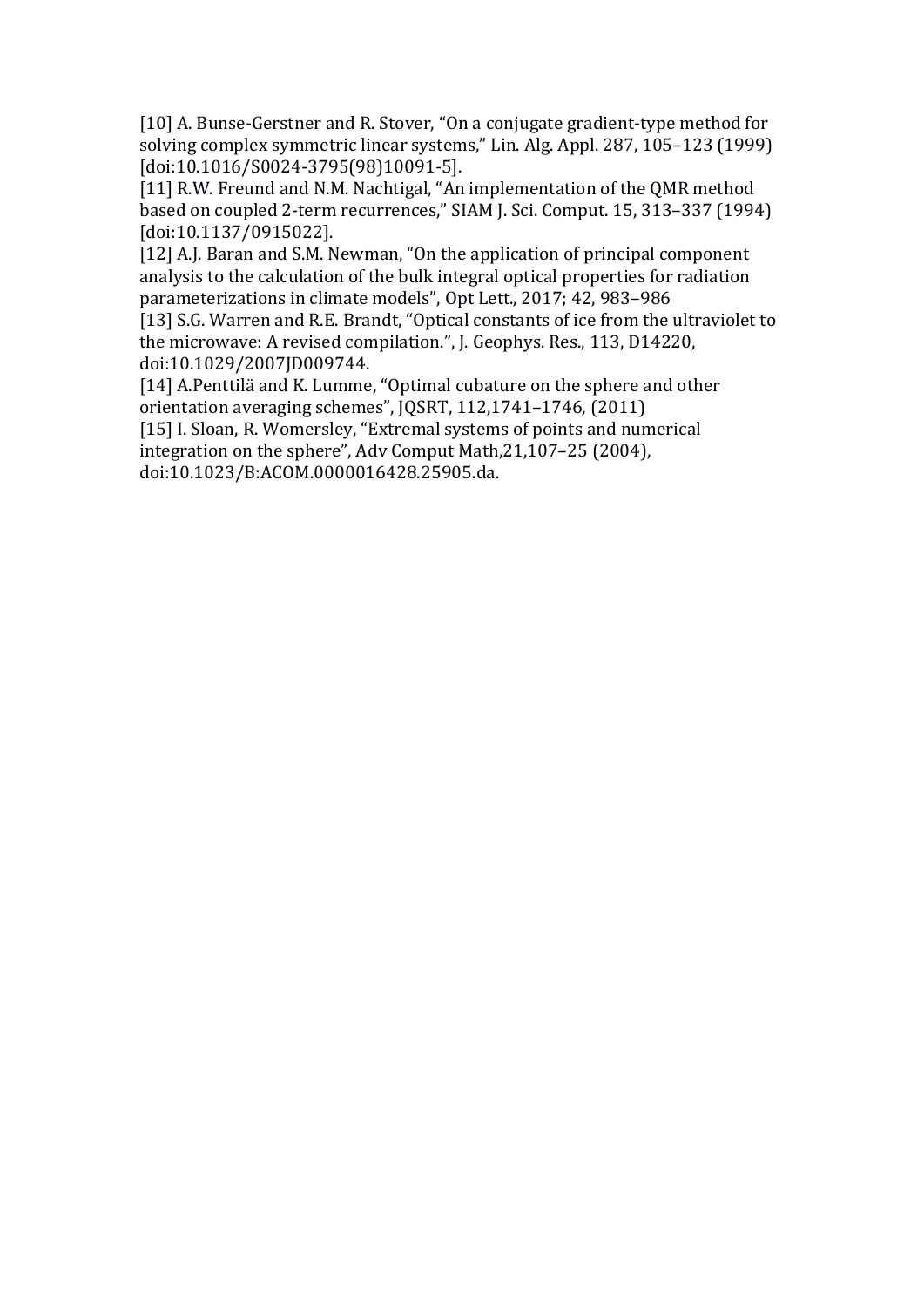[10] A. Bunse-Gerstner and R. Stover, “On a conjugate gradient-type method for solving complex symmetric linear systems,” Lin. Alg. Appl. 287, 105–123 (1999) [doi:10.1016/S0024-3795(98)10091-5].

[11] R.W. Freund and N.M. Nachtigal, “An implementation of the QMR method based on coupled 2-term recurrences,” SIAM J. Sci. Comput. 15, 313–337 (1994) [doi:10.1137/0915022].

[12] A.J. Baran and S.M. Newman, “On the application of principal component analysis to the calculation of the bulk integral optical properties for radiation parameterizations in climate models”, Opt Lett., 2017; 42, 983–986

[13] S.G. Warren and R.E. Brandt, “Optical constants of ice from the ultraviolet to the microwave: A revised compilation.”, J. Geophys. Res., 113, D14220, doi:10.1029/2007JD009744.

[14] A.Penttilä and K. Lumme, “Optimal cubature on the sphere and other orientation averaging schemes”, JQSRT, 112,1741–1746, (2011)

[15] I. Sloan, R. Womersley, “Extremal systems of points and numerical integration on the sphere”, Adv Comput Math,21,107–25 (2004), doi:10.1023/B:ACOM.0000016428.25905.da.